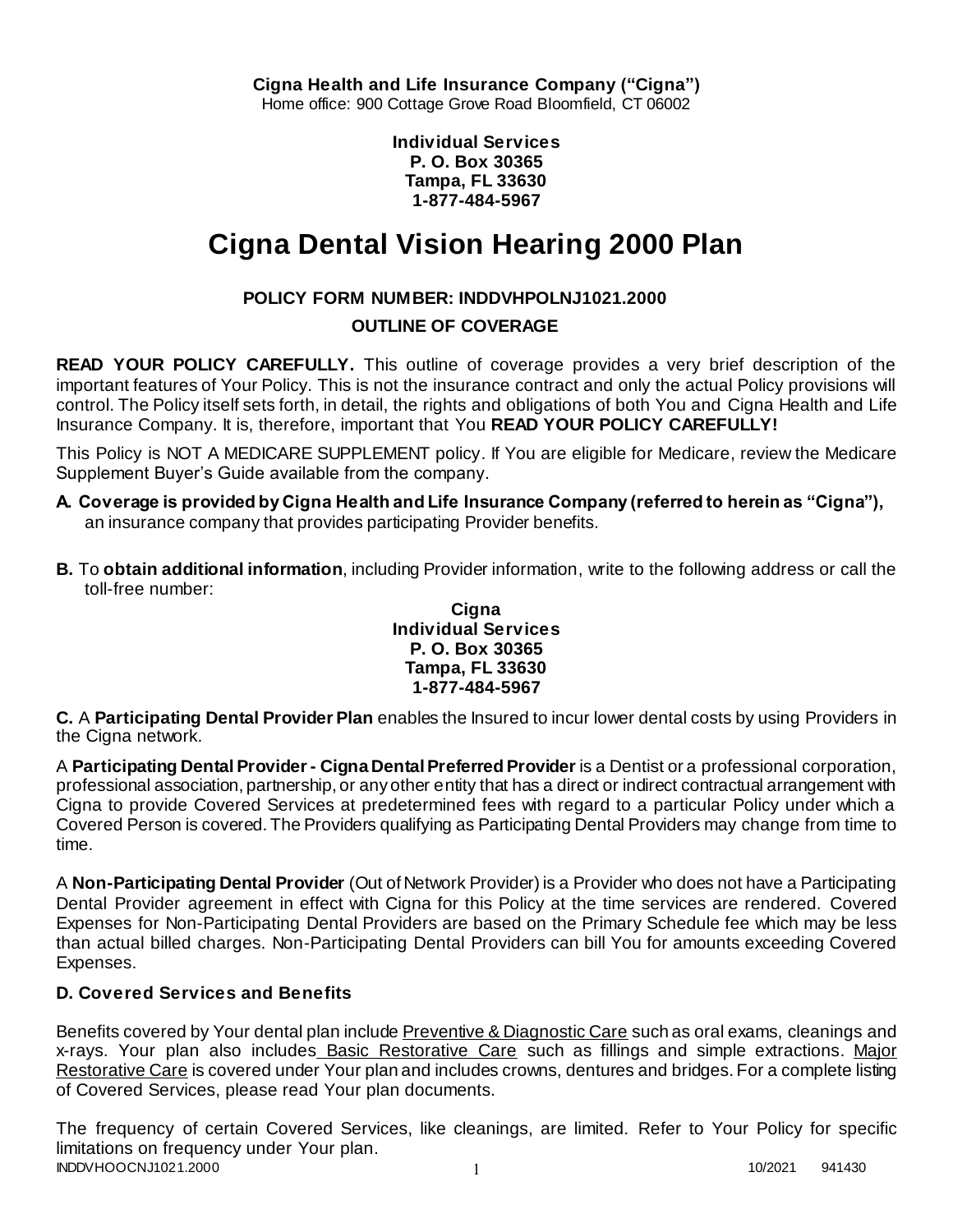**Cigna Health and Life Insurance Company ("Cigna")**
Home office: 900 Cottage Grove Road Bloomfield, CT 06002

**Individual Services**
**P. O. Box 30365**
**Tampa, FL 33630**
**1-877-484-5967**

# Cigna Dental Vision Hearing 2000 Plan

## POLICY FORM NUMBER: INDDVHPOLNJ1021.2000

## OUTLINE OF COVERAGE

**READ YOUR POLICY CAREFULLY.** This outline of coverage provides a very brief description of the important features of Your Policy. This is not the insurance contract and only the actual Policy provisions will control. The Policy itself sets forth, in detail, the rights and obligations of both You and Cigna Health and Life Insurance Company. It is, therefore, important that You **READ YOUR POLICY CAREFULLY!**

This Policy is NOT A MEDICARE SUPPLEMENT policy. If You are eligible for Medicare, review the Medicare Supplement Buyer's Guide available from the company.

**A. Coverage is provided by Cigna Health and Life Insurance Company (referred to herein as "Cigna"),** an insurance company that provides participating Provider benefits.

**B.** To **obtain additional information**, including Provider information, write to the following address or call the toll-free number:

**Cigna**
**Individual Services**
**P. O. Box 30365**
**Tampa, FL 33630**
**1-877-484-5967**

**C.** A **Participating Dental Provider Plan** enables the Insured to incur lower dental costs by using Providers in the Cigna network.

A **Participating Dental Provider - Cigna Dental Preferred Provider** is a Dentist or a professional corporation, professional association, partnership, or any other entity that has a direct or indirect contractual arrangement with Cigna to provide Covered Services at predetermined fees with regard to a particular Policy under which a Covered Person is covered. The Providers qualifying as Participating Dental Providers may change from time to time.

A **Non-Participating Dental Provider** (Out of Network Provider) is a Provider who does not have a Participating Dental Provider agreement in effect with Cigna for this Policy at the time services are rendered. Covered Expenses for Non-Participating Dental Providers are based on the Primary Schedule fee which may be less than actual billed charges. Non-Participating Dental Providers can bill You for amounts exceeding Covered Expenses.

### D. Covered Services and Benefits

Benefits covered by Your dental plan include Preventive & Diagnostic Care such as oral exams, cleanings and x-rays. Your plan also includes Basic Restorative Care such as fillings and simple extractions. Major Restorative Care is covered under Your plan and includes crowns, dentures and bridges. For a complete listing of Covered Services, please read Your plan documents.

The frequency of certain Covered Services, like cleanings, are limited. Refer to Your Policy for specific limitations on frequency under Your plan.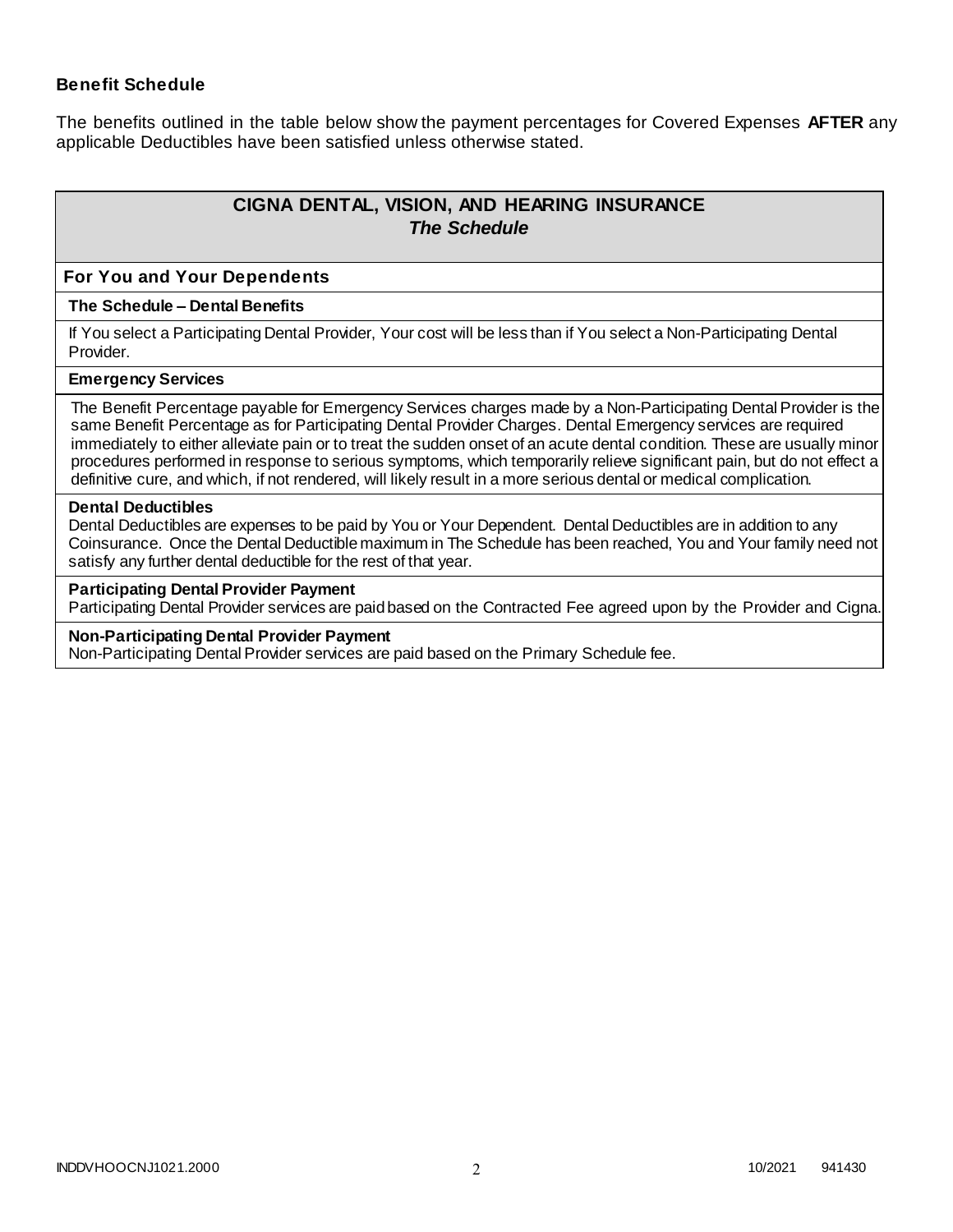### Benefit Schedule

The benefits outlined in the table below show the payment percentages for Covered Expenses **AFTER** any applicable Deductibles have been satisfied unless otherwise stated.

## CIGNA DENTAL, VISION, AND HEARING INSURANCE
### *The Schedule*

### For You and Your Dependents

#### The Schedule – Dental Benefits

If You select a Participating Dental Provider, Your cost will be less than if You select a Non-Participating Dental Provider.

#### Emergency Services

The Benefit Percentage payable for Emergency Services charges made by a Non-Participating Dental Provider is the same Benefit Percentage as for Participating Dental Provider Charges. Dental Emergency services are required immediately to either alleviate pain or to treat the sudden onset of an acute dental condition. These are usually minor procedures performed in response to serious symptoms, which temporarily relieve significant pain, but do not effect a definitive cure, and which, if not rendered, will likely result in a more serious dental or medical complication.

#### Dental Deductibles

Dental Deductibles are expenses to be paid by You or Your Dependent. Dental Deductibles are in addition to any Coinsurance. Once the Dental Deductible maximum in The Schedule has been reached, You and Your family need not satisfy any further dental deductible for the rest of that year.

#### Participating Dental Provider Payment

Participating Dental Provider services are paid based on the Contracted Fee agreed upon by the Provider and Cigna.

#### Non-Participating Dental Provider Payment

Non-Participating Dental Provider services are paid based on the Primary Schedule fee.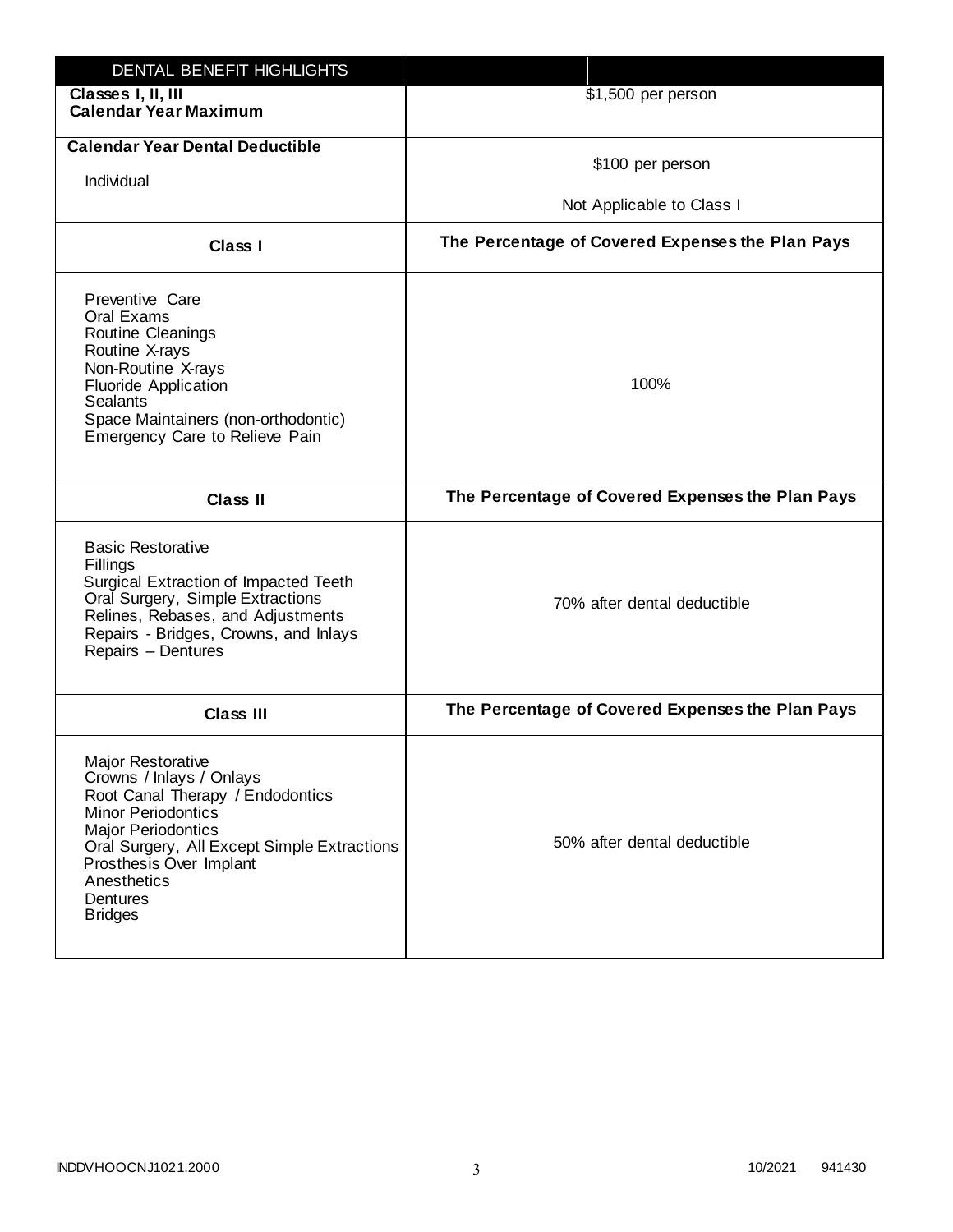| DENTAL BENEFIT HIGHLIGHTS | |
|---|---|
| **Classes I, II, III**<br>**Calendar Year Maximum** | $1,500 per person |
| **Calendar Year Dental Deductible**<br><br>Individual | $100 per person<br><br>Not Applicable to Class I |
| **Class I** | **The Percentage of Covered Expenses the Plan Pays** |
| Preventive Care<br>Oral Exams<br>Routine Cleanings<br>Routine X-rays<br>Non-Routine X-rays<br>Fluoride Application<br>Sealants<br>Space Maintainers (non-orthodontic)<br>Emergency Care to Relieve Pain | 100% |
| **Class II** | **The Percentage of Covered Expenses the Plan Pays** |
| Basic Restorative<br>Fillings<br>Surgical Extraction of Impacted Teeth<br>Oral Surgery, Simple Extractions<br>Relines, Rebases, and Adjustments<br>Repairs - Bridges, Crowns, and Inlays<br>Repairs – Dentures | 70% after dental deductible |
| **Class III** | **The Percentage of Covered Expenses the Plan Pays** |
| Major Restorative<br>Crowns / Inlays / Onlays<br>Root Canal Therapy / Endodontics<br>Minor Periodontics<br>Major Periodontics<br>Oral Surgery, All Except Simple Extractions<br>Prosthesis Over Implant<br>Anesthetics<br>Dentures<br>Bridges | 50% after dental deductible |

INDDVHOOCNJ1021.2000 10/2021 941430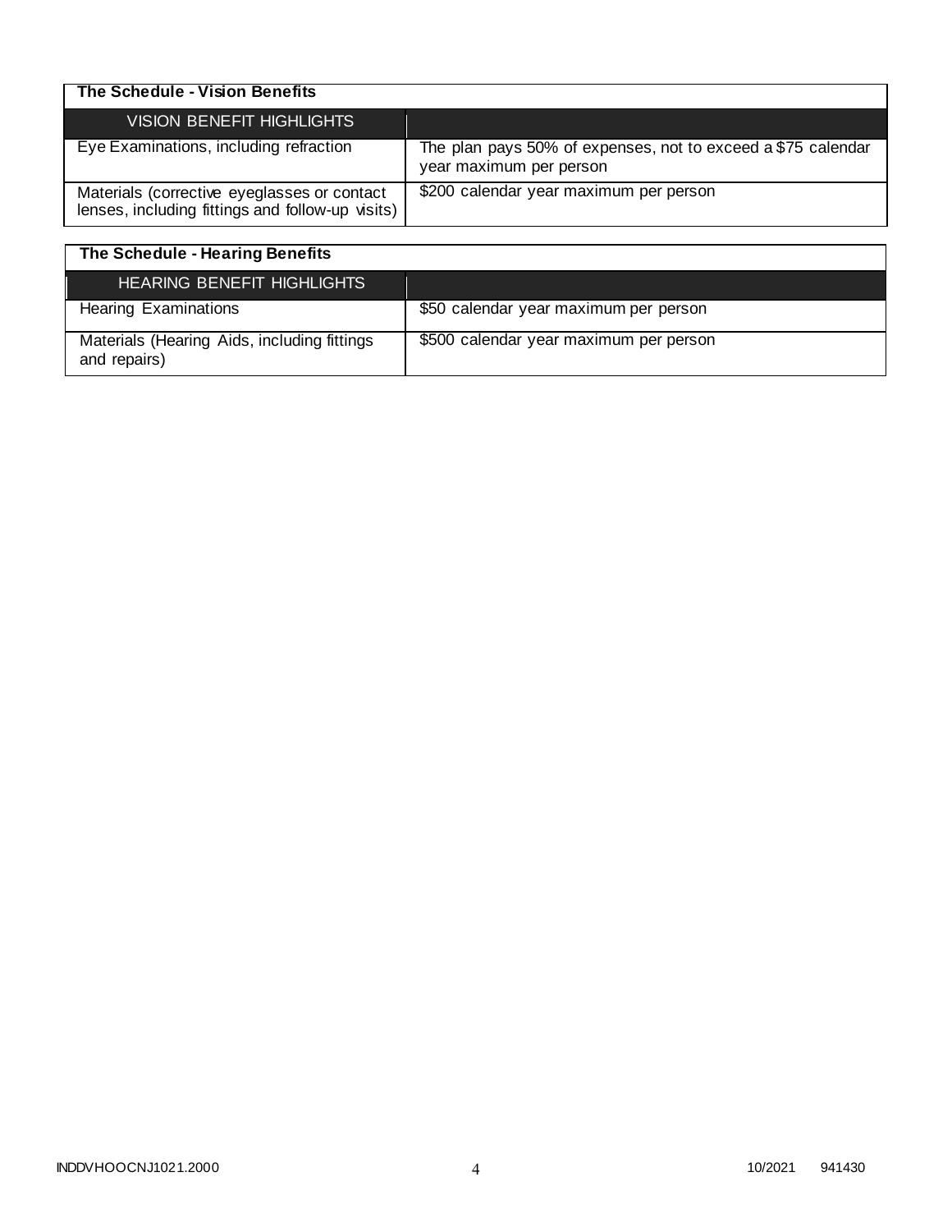| The Schedule - Vision Benefits | |
|---|---|
| VISION BENEFIT HIGHLIGHTS | |
| Eye Examinations, including refraction | The plan pays 50% of expenses, not to exceed a $75 calendar year maximum per person |
| Materials (corrective eyeglasses or contact lenses, including fittings and follow-up visits) | $200 calendar year maximum per person |

| The Schedule - Hearing Benefits | |
|---|---|
| HEARING BENEFIT HIGHLIGHTS | |
| Hearing Examinations | $50 calendar year maximum per person |
| Materials (Hearing Aids, including fittings and repairs) | $500 calendar year maximum per person |

INDDVHOOCNJ1021.2000 10/2021 941430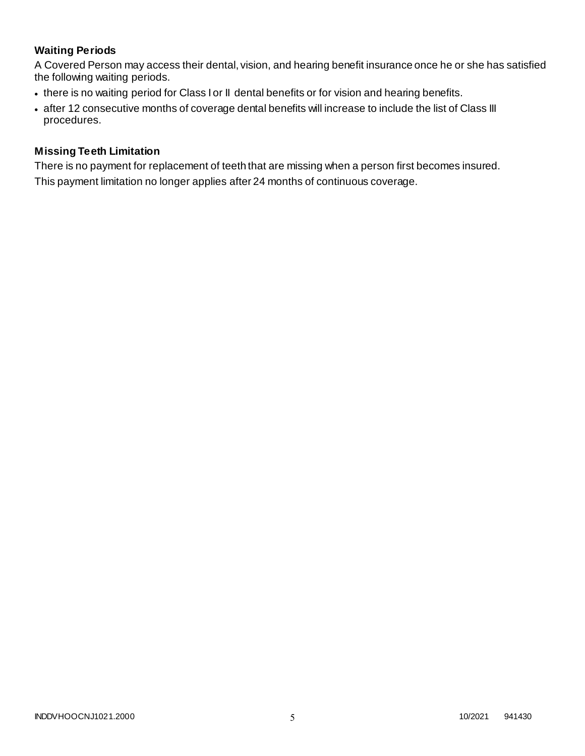## Waiting Periods

A Covered Person may access their dental, vision, and hearing benefit insurance once he or she has satisfied the following waiting periods.

- there is no waiting period for Class I or II dental benefits or for vision and hearing benefits.
- after 12 consecutive months of coverage dental benefits will increase to include the list of Class III procedures.

## Missing Teeth Limitation

There is no payment for replacement of teeth that are missing when a person first becomes insured.

This payment limitation no longer applies after 24 months of continuous coverage.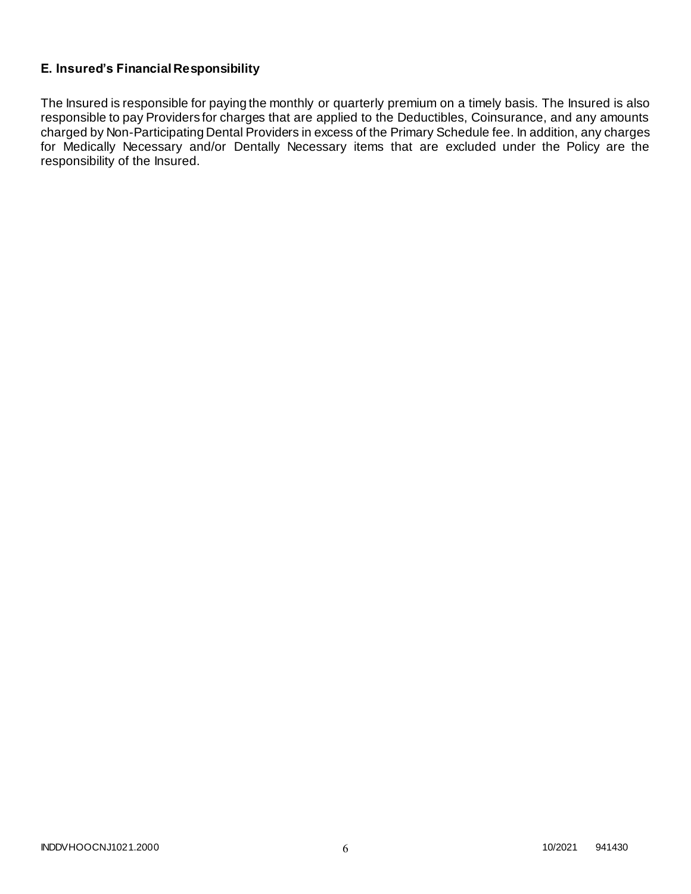### E. Insured's Financial Responsibility

The Insured is responsible for paying the monthly or quarterly premium on a timely basis. The Insured is also responsible to pay Providers for charges that are applied to the Deductibles, Coinsurance, and any amounts charged by Non-Participating Dental Providers in excess of the Primary Schedule fee. In addition, any charges for Medically Necessary and/or Dentally Necessary items that are excluded under the Policy are the responsibility of the Insured.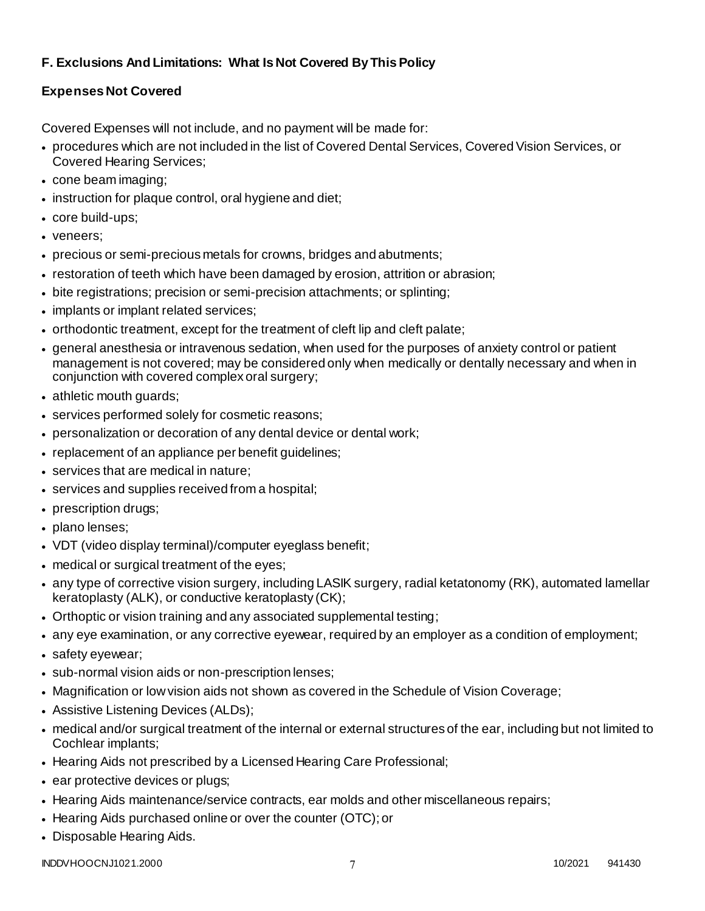**F. Exclusions And Limitations: What Is Not Covered By This Policy**

**Expenses Not Covered**

Covered Expenses will not include, and no payment will be made for:

- procedures which are not included in the list of Covered Dental Services, Covered Vision Services, or Covered Hearing Services;
- cone beam imaging;
- instruction for plaque control, oral hygiene and diet;
- core build-ups;
- veneers;
- precious or semi-precious metals for crowns, bridges and abutments;
- restoration of teeth which have been damaged by erosion, attrition or abrasion;
- bite registrations; precision or semi-precision attachments; or splinting;
- implants or implant related services;
- orthodontic treatment, except for the treatment of cleft lip and cleft palate;
- general anesthesia or intravenous sedation, when used for the purposes of anxiety control or patient management is not covered; may be considered only when medically or dentally necessary and when in conjunction with covered complex oral surgery;
- athletic mouth guards;
- services performed solely for cosmetic reasons;
- personalization or decoration of any dental device or dental work;
- replacement of an appliance per benefit guidelines;
- services that are medical in nature;
- services and supplies received from a hospital;
- prescription drugs;
- plano lenses;
- VDT (video display terminal)/computer eyeglass benefit;
- medical or surgical treatment of the eyes;
- any type of corrective vision surgery, including LASIK surgery, radial ketatonomy (RK), automated lamellar keratoplasty (ALK), or conductive keratoplasty (CK);
- Orthoptic or vision training and any associated supplemental testing;
- any eye examination, or any corrective eyewear, required by an employer as a condition of employment;
- safety eyewear;
- sub-normal vision aids or non-prescription lenses;
- Magnification or low vision aids not shown as covered in the Schedule of Vision Coverage;
- Assistive Listening Devices (ALDs);
- medical and/or surgical treatment of the internal or external structures of the ear, including but not limited to Cochlear implants;
- Hearing Aids not prescribed by a Licensed Hearing Care Professional;
- ear protective devices or plugs;
- Hearing Aids maintenance/service contracts, ear molds and other miscellaneous repairs;
- Hearing Aids purchased online or over the counter (OTC); or
- Disposable Hearing Aids.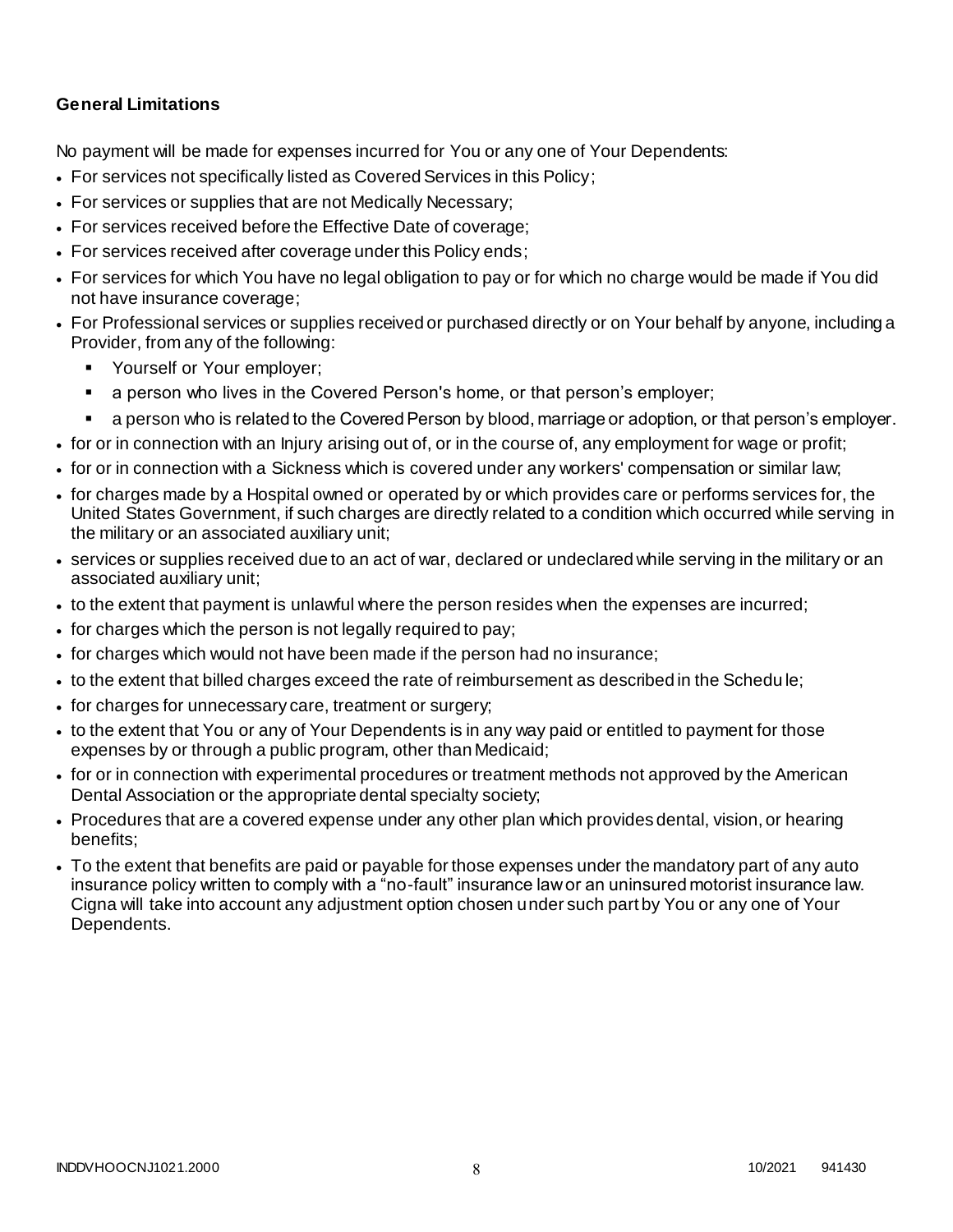**General Limitations**

No payment will be made for expenses incurred for You or any one of Your Dependents:

- For services not specifically listed as Covered Services in this Policy;
- For services or supplies that are not Medically Necessary;
- For services received before the Effective Date of coverage;
- For services received after coverage under this Policy ends;
- For services for which You have no legal obligation to pay or for which no charge would be made if You did not have insurance coverage;
- For Professional services or supplies received or purchased directly or on Your behalf by anyone, including a Provider, from any of the following:
    - Yourself or Your employer;
    - a person who lives in the Covered Person's home, or that person's employer;
    - a person who is related to the Covered Person by blood, marriage or adoption, or that person's employer.
- for or in connection with an Injury arising out of, or in the course of, any employment for wage or profit;
- for or in connection with a Sickness which is covered under any workers' compensation or similar law;
- for charges made by a Hospital owned or operated by or which provides care or performs services for, the United States Government, if such charges are directly related to a condition which occurred while serving in the military or an associated auxiliary unit;
- services or supplies received due to an act of war, declared or undeclared while serving in the military or an associated auxiliary unit;
- to the extent that payment is unlawful where the person resides when the expenses are incurred;
- for charges which the person is not legally required to pay;
- for charges which would not have been made if the person had no insurance;
- to the extent that billed charges exceed the rate of reimbursement as described in the Schedule;
- for charges for unnecessary care, treatment or surgery;
- to the extent that You or any of Your Dependents is in any way paid or entitled to payment for those expenses by or through a public program, other than Medicaid;
- for or in connection with experimental procedures or treatment methods not approved by the American Dental Association or the appropriate dental specialty society;
- Procedures that are a covered expense under any other plan which provides dental, vision, or hearing benefits;
- To the extent that benefits are paid or payable for those expenses under the mandatory part of any auto insurance policy written to comply with a "no-fault" insurance law or an uninsured motorist insurance law. Cigna will take into account any adjustment option chosen under such part by You or any one of Your Dependents.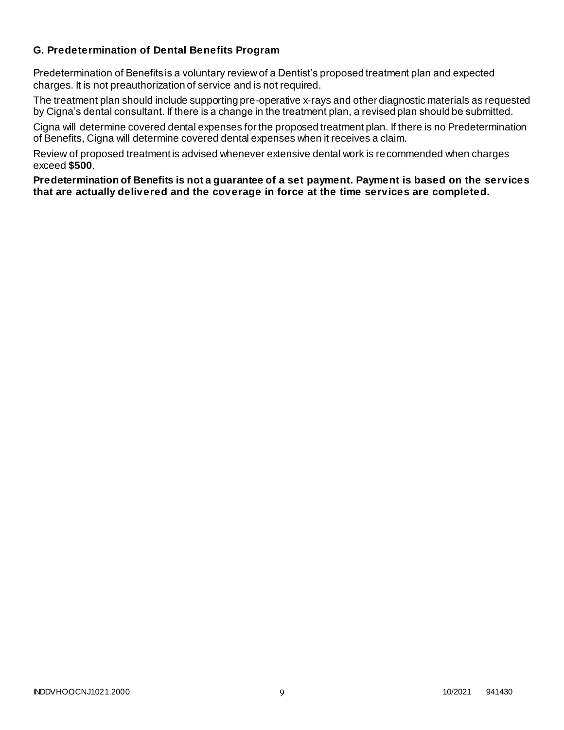### G. Predetermination of Dental Benefits Program

Predetermination of Benefits is a voluntary review of a Dentist's proposed treatment plan and expected charges. It is not preauthorization of service and is not required.

The treatment plan should include supporting pre-operative x-rays and other diagnostic materials as requested by Cigna's dental consultant. If there is a change in the treatment plan, a revised plan should be submitted.

Cigna will determine covered dental expenses for the proposed treatment plan. If there is no Predetermination of Benefits, Cigna will determine covered dental expenses when it receives a claim.

Review of proposed treatment is advised whenever extensive dental work is recommended when charges exceed **$500**.

**Predetermination of Benefits is not a guarantee of a set payment. Payment is based on the services that are actually delivered and the coverage in force at the time services are completed.**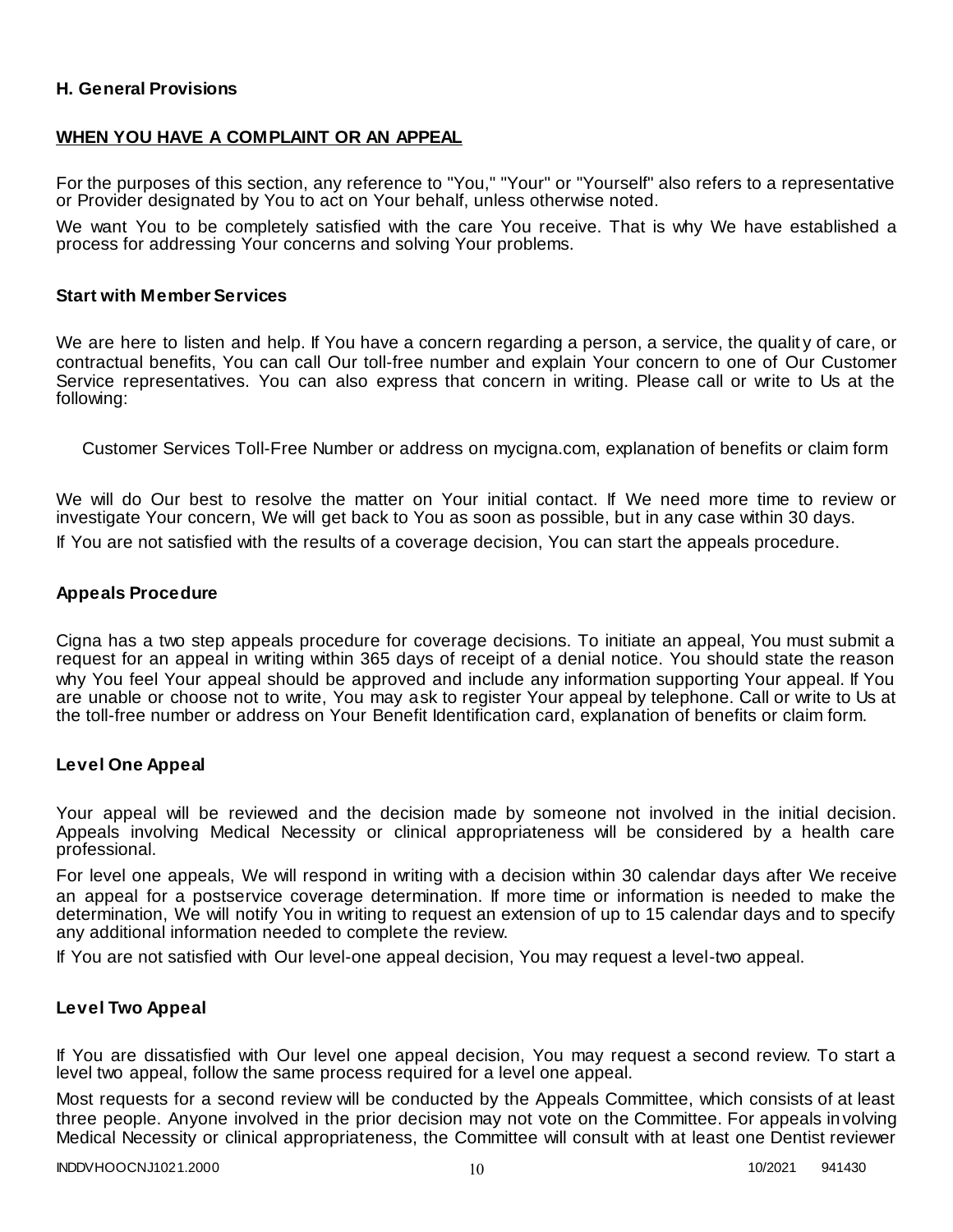### H. General Provisions

**WHEN YOU HAVE A COMPLAINT OR AN APPEAL**

For the purposes of this section, any reference to "You," "Your" or "Yourself" also refers to a representative or Provider designated by You to act on Your behalf, unless otherwise noted.

We want You to be completely satisfied with the care You receive. That is why We have established a process for addressing Your concerns and solving Your problems.

#### Start with Member Services

We are here to listen and help. If You have a concern regarding a person, a service, the quality of care, or contractual benefits, You can call Our toll-free number and explain Your concern to one of Our Customer Service representatives. You can also express that concern in writing. Please call or write to Us at the following:

Customer Services Toll-Free Number or address on mycigna.com, explanation of benefits or claim form

We will do Our best to resolve the matter on Your initial contact. If We need more time to review or investigate Your concern, We will get back to You as soon as possible, but in any case within 30 days.

If You are not satisfied with the results of a coverage decision, You can start the appeals procedure.

#### Appeals Procedure

Cigna has a two step appeals procedure for coverage decisions. To initiate an appeal, You must submit a request for an appeal in writing within 365 days of receipt of a denial notice. You should state the reason why You feel Your appeal should be approved and include any information supporting Your appeal. If You are unable or choose not to write, You may ask to register Your appeal by telephone. Call or write to Us at the toll-free number or address on Your Benefit Identification card, explanation of benefits or claim form.

#### Level One Appeal

Your appeal will be reviewed and the decision made by someone not involved in the initial decision. Appeals involving Medical Necessity or clinical appropriateness will be considered by a health care professional.

For level one appeals, We will respond in writing with a decision within 30 calendar days after We receive an appeal for a postservice coverage determination. If more time or information is needed to make the determination, We will notify You in writing to request an extension of up to 15 calendar days and to specify any additional information needed to complete the review.

If You are not satisfied with Our level-one appeal decision, You may request a level-two appeal.

#### Level Two Appeal

If You are dissatisfied with Our level one appeal decision, You may request a second review. To start a level two appeal, follow the same process required for a level one appeal.

Most requests for a second review will be conducted by the Appeals Committee, which consists of at least three people. Anyone involved in the prior decision may not vote on the Committee. For appeals involving Medical Necessity or clinical appropriateness, the Committee will consult with at least one Dentist reviewer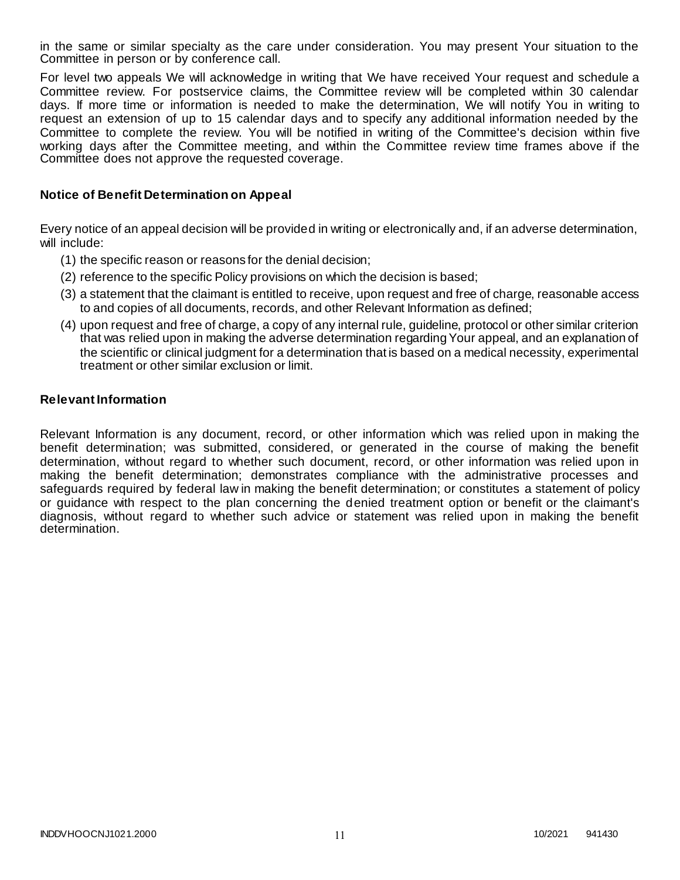in the same or similar specialty as the care under consideration. You may present Your situation to the Committee in person or by conference call.

For level two appeals We will acknowledge in writing that We have received Your request and schedule a Committee review. For postservice claims, the Committee review will be completed within 30 calendar days. If more time or information is needed to make the determination, We will notify You in writing to request an extension of up to 15 calendar days and to specify any additional information needed by the Committee to complete the review. You will be notified in writing of the Committee's decision within five working days after the Committee meeting, and within the Committee review time frames above if the Committee does not approve the requested coverage.

### Notice of Benefit Determination on Appeal

Every notice of an appeal decision will be provided in writing or electronically and, if an adverse determination, will include:

(1) the specific reason or reasons for the denial decision;

(2) reference to the specific Policy provisions on which the decision is based;

(3) a statement that the claimant is entitled to receive, upon request and free of charge, reasonable access to and copies of all documents, records, and other Relevant Information as defined;

(4) upon request and free of charge, a copy of any internal rule, guideline, protocol or other similar criterion that was relied upon in making the adverse determination regarding Your appeal, and an explanation of the scientific or clinical judgment for a determination that is based on a medical necessity, experimental treatment or other similar exclusion or limit.

### Relevant Information

Relevant Information is any document, record, or other information which was relied upon in making the benefit determination; was submitted, considered, or generated in the course of making the benefit determination, without regard to whether such document, record, or other information was relied upon in making the benefit determination; demonstrates compliance with the administrative processes and safeguards required by federal law in making the benefit determination; or constitutes a statement of policy or guidance with respect to the plan concerning the denied treatment option or benefit or the claimant's diagnosis, without regard to whether such advice or statement was relied upon in making the benefit determination.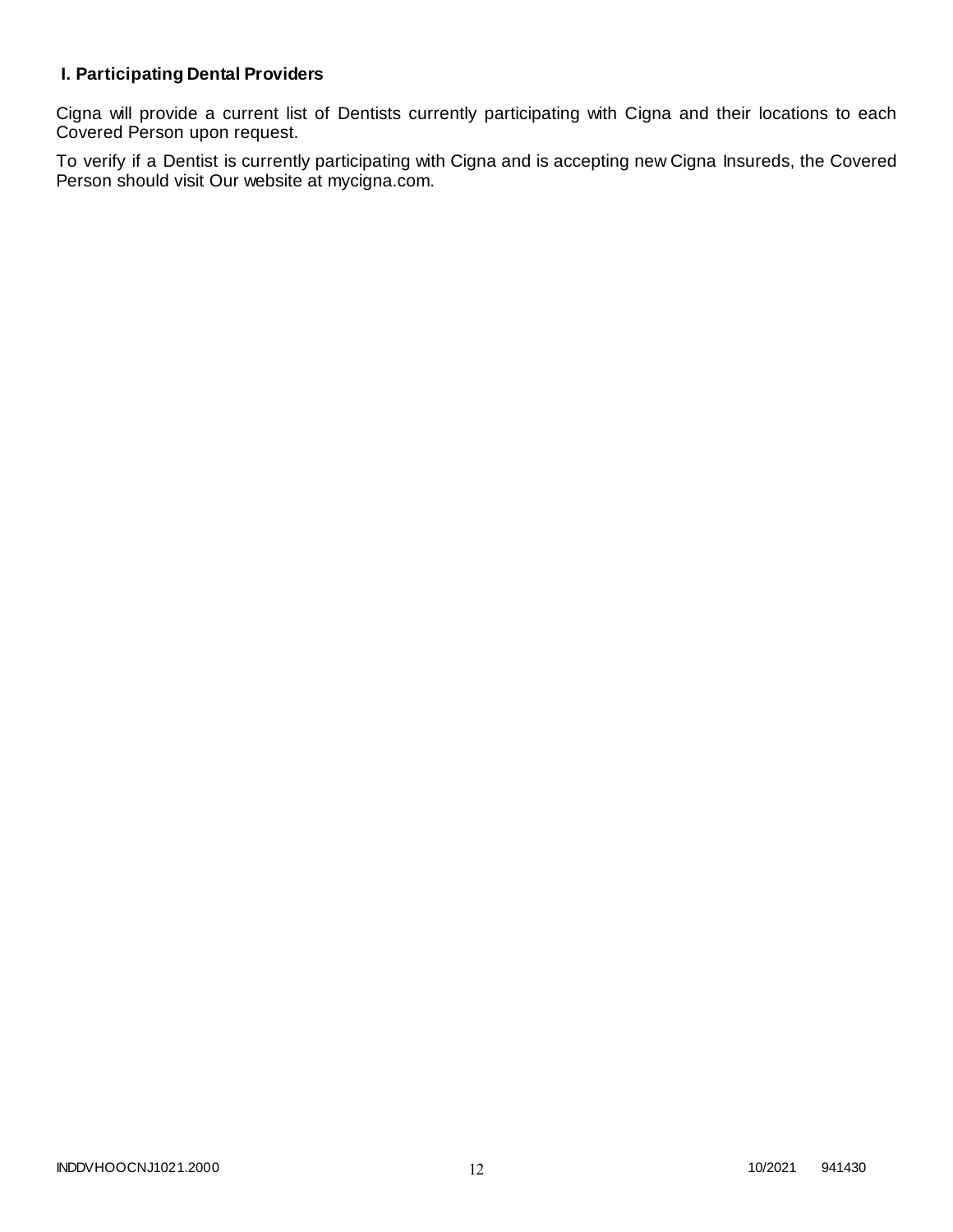## I. Participating Dental Providers

Cigna will provide a current list of Dentists currently participating with Cigna and their locations to each Covered Person upon request.

To verify if a Dentist is currently participating with Cigna and is accepting new Cigna Insureds, the Covered Person should visit Our website at mycigna.com.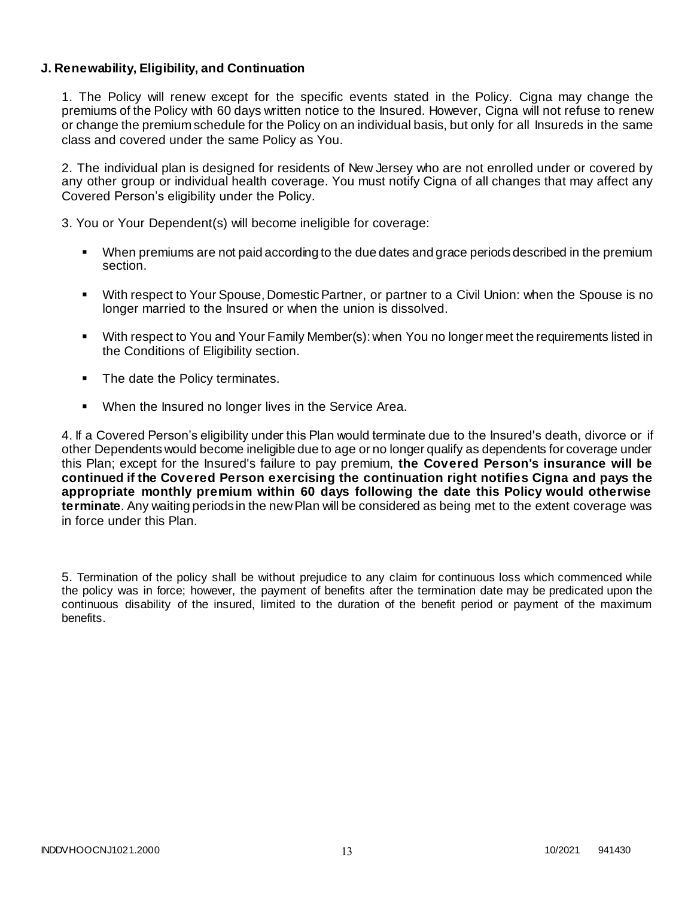### J. Renewability, Eligibility, and Continuation

1. The Policy will renew except for the specific events stated in the Policy. Cigna may change the premiums of the Policy with 60 days written notice to the Insured. However, Cigna will not refuse to renew or change the premium schedule for the Policy on an individual basis, but only for all Insureds in the same class and covered under the same Policy as You.

2. The individual plan is designed for residents of New Jersey who are not enrolled under or covered by any other group or individual health coverage. You must notify Cigna of all changes that may affect any Covered Person's eligibility under the Policy.

3. You or Your Dependent(s) will become ineligible for coverage:

- When premiums are not paid according to the due dates and grace periods described in the premium section.
- With respect to Your Spouse, Domestic Partner, or partner to a Civil Union: when the Spouse is no longer married to the Insured or when the union is dissolved.
- With respect to You and Your Family Member(s): when You no longer meet the requirements listed in the Conditions of Eligibility section.
- The date the Policy terminates.
- When the Insured no longer lives in the Service Area.

4. If a Covered Person's eligibility under this Plan would terminate due to the Insured's death, divorce or if other Dependents would become ineligible due to age or no longer qualify as dependents for coverage under this Plan; except for the Insured's failure to pay premium, **the Covered Person's insurance will be continued if the Covered Person exercising the continuation right notifies Cigna and pays the appropriate monthly premium within 60 days following the date this Policy would otherwise terminate**. Any waiting periods in the new Plan will be considered as being met to the extent coverage was in force under this Plan.

5. Termination of the policy shall be without prejudice to any claim for continuous loss which commenced while the policy was in force; however, the payment of benefits after the termination date may be predicated upon the continuous disability of the insured, limited to the duration of the benefit period or payment of the maximum benefits.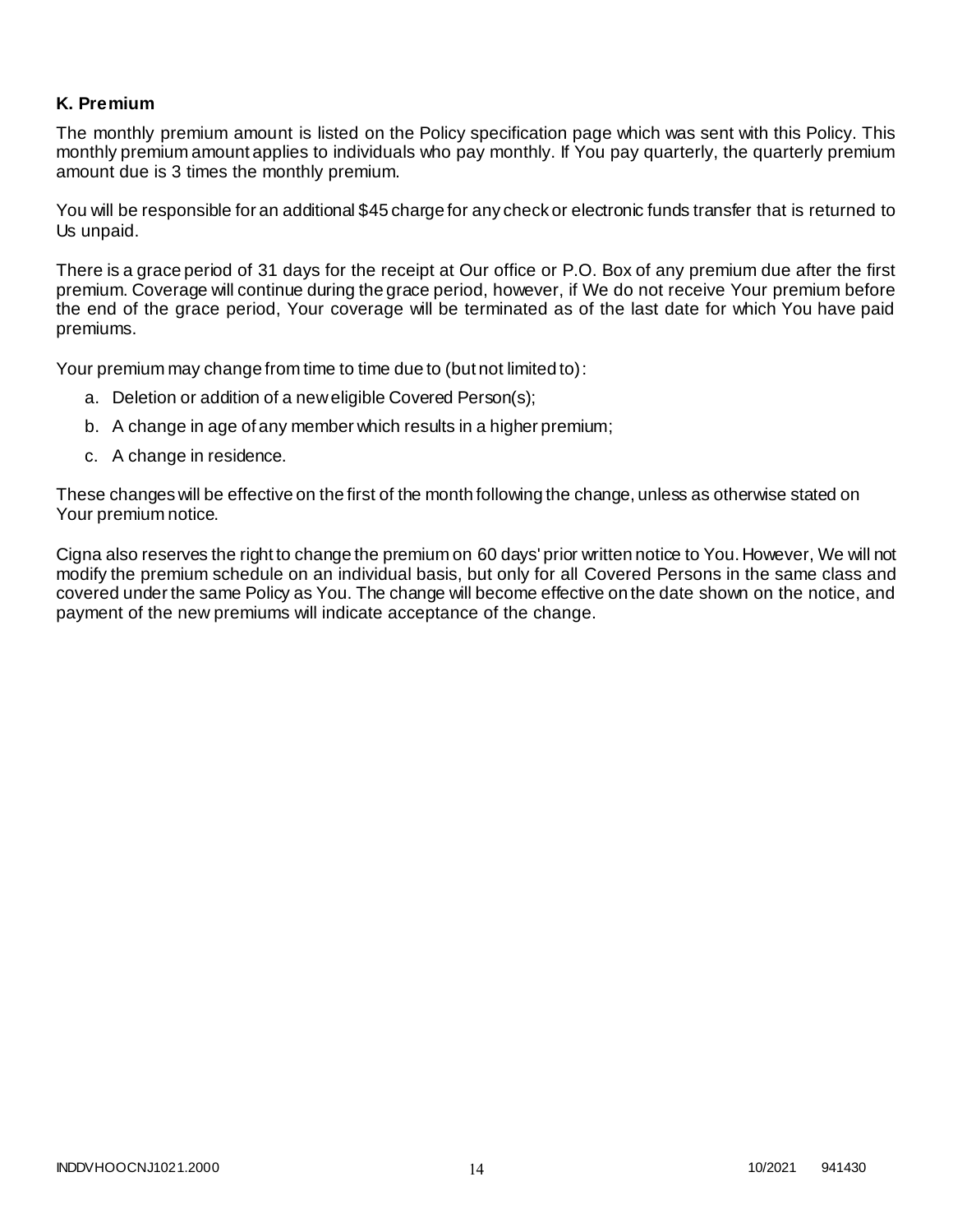### K. Premium

The monthly premium amount is listed on the Policy specification page which was sent with this Policy. This monthly premium amount applies to individuals who pay monthly. If You pay quarterly, the quarterly premium amount due is 3 times the monthly premium.

You will be responsible for an additional $45 charge for any check or electronic funds transfer that is returned to Us unpaid.

There is a grace period of 31 days for the receipt at Our office or P.O. Box of any premium due after the first premium. Coverage will continue during the grace period, however, if We do not receive Your premium before the end of the grace period, Your coverage will be terminated as of the last date for which You have paid premiums.

Your premium may change from time to time due to (but not limited to):

a. Deletion or addition of a new eligible Covered Person(s);
b. A change in age of any member which results in a higher premium;
c. A change in residence.

These changes will be effective on the first of the month following the change, unless as otherwise stated on Your premium notice.

Cigna also reserves the right to change the premium on 60 days' prior written notice to You. However, We will not modify the premium schedule on an individual basis, but only for all Covered Persons in the same class and covered under the same Policy as You. The change will become effective on the date shown on the notice, and payment of the new premiums will indicate acceptance of the change.